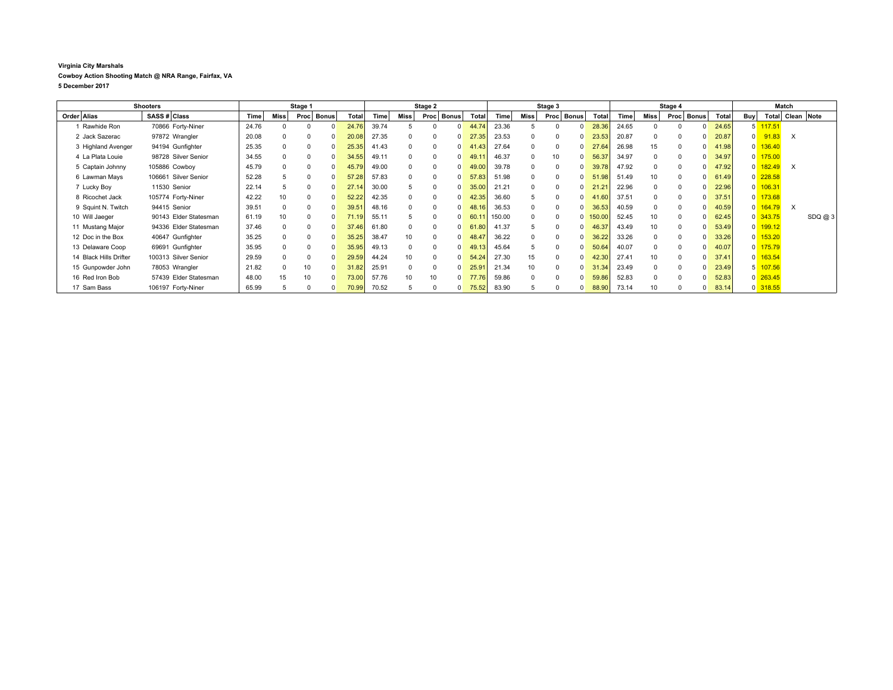**Virginia City Marshals**

**Cowboy Action Shooting Match @ NRA Range, Fairfax, VA**

**5 December 2017**

| Shooters | | | | Stage 1 | | | | | Stage 2 | | | | | Stage 3 | | | | | Stage 4 | | | | | Match | | | |
|---|---|---|---|---|---|---|---|---|---|---|---|---|---|---|---|---|---|---|---|---|---|---|---|---|---|---|---|
| Order | Alias | SASS # | Class | Time | Miss | Proc | Bonus | Total | Time | Miss | Proc | Bonus | Total | Time | Miss | Proc | Bonus | Total | Time | Miss | Proc | Bonus | Total | Buy | Total | Clean | Note |
| 1 | Rawhide Ron | 70866 | Forty-Niner | 24.76 | 0 | 0 | 0 | 24.76 | 39.74 | 5 | 0 | 0 | 44.74 | 23.36 | 5 | 0 | 0 | 28.36 | 24.65 | 0 | 0 | 0 | 24.65 | 5 | 117.51 | | |
| 2 | Jack Sazerac | 97872 | Wrangler | 20.08 | 0 | 0 | 0 | 20.08 | 27.35 | 0 | 0 | 0 | 27.35 | 23.53 | 0 | 0 | 0 | 23.53 | 20.87 | 0 | 0 | 0 | 20.87 | 0 | 91.83 | X | |
| 3 | Highland Avenger | 94194 | Gunfighter | 25.35 | 0 | 0 | 0 | 25.35 | 41.43 | 0 | 0 | 0 | 41.43 | 27.64 | 0 | 0 | 0 | 27.64 | 26.98 | 15 | 0 | 0 | 41.98 | 0 | 136.40 | | |
| 4 | La Plata Louie | 98728 | Silver Senior | 34.55 | 0 | 0 | 0 | 34.55 | 49.11 | 0 | 0 | 0 | 49.11 | 46.37 | 0 | 10 | 0 | 56.37 | 34.97 | 0 | 0 | 0 | 34.97 | 0 | 175.00 | | |
| 5 | Captain Johnny | 105886 | Cowboy | 45.79 | 0 | 0 | 0 | 45.79 | 49.00 | 0 | 0 | 0 | 49.00 | 39.78 | 0 | 0 | 0 | 39.78 | 47.92 | 0 | 0 | 0 | 47.92 | 0 | 182.49 | X | |
| 6 | Lawman Mays | 106661 | Silver Senior | 52.28 | 5 | 0 | 0 | 57.28 | 57.83 | 0 | 0 | 0 | 57.83 | 51.98 | 0 | 0 | 0 | 51.98 | 51.49 | 10 | 0 | 0 | 61.49 | 0 | 228.58 | | |
| 7 | Lucky Boy | 11530 | Senior | 22.14 | 5 | 0 | 0 | 27.14 | 30.00 | 5 | 0 | 0 | 35.00 | 21.21 | 0 | 0 | 0 | 21.21 | 22.96 | 0 | 0 | 0 | 22.96 | 0 | 106.31 | | |
| 8 | Ricochet Jack | 105774 | Forty-Niner | 42.22 | 10 | 0 | 0 | 52.22 | 42.35 | 0 | 0 | 0 | 42.35 | 36.60 | 5 | 0 | 0 | 41.60 | 37.51 | 0 | 0 | 0 | 37.51 | 0 | 173.68 | | |
| 9 | Squint N. Twitch | 94415 | Senior | 39.51 | 0 | 0 | 0 | 39.51 | 48.16 | 0 | 0 | 0 | 48.16 | 36.53 | 0 | 0 | 0 | 36.53 | 40.59 | 0 | 0 | 0 | 40.59 | 0 | 164.79 | X | |
| 10 | Will Jaeger | 90143 | Elder Statesman | 61.19 | 10 | 0 | 0 | 71.19 | 55.11 | 5 | 0 | 0 | 60.11 | 150.00 | 0 | 0 | 0 | 150.00 | 52.45 | 10 | 0 | 0 | 62.45 | 0 | 343.75 | | SDQ @ 3 |
| 11 | Mustang Major | 94336 | Elder Statesman | 37.46 | 0 | 0 | 0 | 37.46 | 61.80 | 0 | 0 | 0 | 61.80 | 41.37 | 5 | 0 | 0 | 46.37 | 43.49 | 10 | 0 | 0 | 53.49 | 0 | 199.12 | | |
| 12 | Doc in the Box | 40647 | Gunfighter | 35.25 | 0 | 0 | 0 | 35.25 | 38.47 | 10 | 0 | 0 | 48.47 | 36.22 | 0 | 0 | 0 | 36.22 | 33.26 | 0 | 0 | 0 | 33.26 | 0 | 153.20 | | |
| 13 | Delaware Coop | 69691 | Gunfighter | 35.95 | 0 | 0 | 0 | 35.95 | 49.13 | 0 | 0 | 0 | 49.13 | 45.64 | 5 | 0 | 0 | 50.64 | 40.07 | 0 | 0 | 0 | 40.07 | 0 | 175.79 | | |
| 14 | Black Hills Drifter | 100313 | Silver Senior | 29.59 | 0 | 0 | 0 | 29.59 | 44.24 | 10 | 0 | 0 | 54.24 | 27.30 | 15 | 0 | 0 | 42.30 | 27.41 | 10 | 0 | 0 | 37.41 | 0 | 163.54 | | |
| 15 | Gunpowder John | 78053 | Wrangler | 21.82 | 0 | 10 | 0 | 31.82 | 25.91 | 0 | 0 | 0 | 25.91 | 21.34 | 10 | 0 | 0 | 31.34 | 23.49 | 0 | 0 | 0 | 23.49 | 5 | 107.56 | | |
| 16 | Red Iron Bob | 57439 | Elder Statesman | 48.00 | 15 | 10 | 0 | 73.00 | 57.76 | 10 | 10 | 0 | 77.76 | 59.86 | 0 | 0 | 0 | 59.86 | 52.83 | 0 | 0 | 0 | 52.83 | 0 | 263.45 | | |
| 17 | Sam Bass | 106197 | Forty-Niner | 65.99 | 5 | 0 | 0 | 70.99 | 70.52 | 5 | 0 | 0 | 75.52 | 83.90 | 5 | 0 | 0 | 88.90 | 73.14 | 10 | 0 | 0 | 83.14 | 0 | 318.55 | | |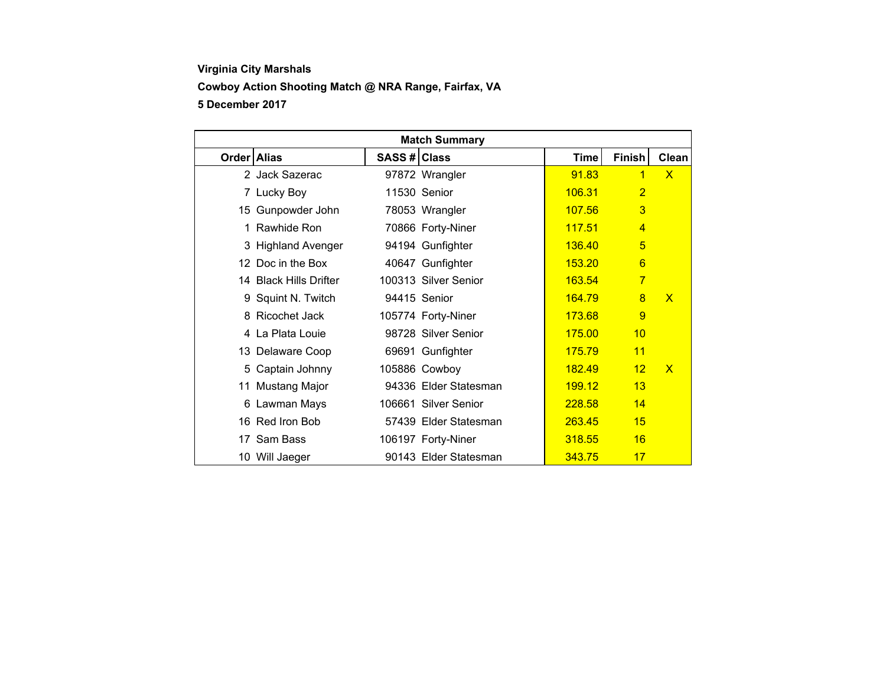**Virginia City Marshals**

**Cowboy Action Shooting Match @ NRA Range, Fairfax, VA**

**5 December 2017**

| **Match Summary** | | | | | | |
|---|---|---|---|---|---|---|
| **Order** | **Alias** | **SASS #** | **Class** | **Time** | **Finish** | **Clean** |
| 2 | Jack Sazerac | 97872 | Wrangler | 91.83 | 1 | X |
| 7 | Lucky Boy | 11530 | Senior | 106.31 | 2 | |
| 15 | Gunpowder John | 78053 | Wrangler | 107.56 | 3 | |
| 1 | Rawhide Ron | 70866 | Forty-Niner | 117.51 | 4 | |
| 3 | Highland Avenger | 94194 | Gunfighter | 136.40 | 5 | |
| 12 | Doc in the Box | 40647 | Gunfighter | 153.20 | 6 | |
| 14 | Black Hills Drifter | 100313 | Silver Senior | 163.54 | 7 | |
| 9 | Squint N. Twitch | 94415 | Senior | 164.79 | 8 | X |
| 8 | Ricochet Jack | 105774 | Forty-Niner | 173.68 | 9 | |
| 4 | La Plata Louie | 98728 | Silver Senior | 175.00 | 10 | |
| 13 | Delaware Coop | 69691 | Gunfighter | 175.79 | 11 | |
| 5 | Captain Johnny | 105886 | Cowboy | 182.49 | 12 | X |
| 11 | Mustang Major | 94336 | Elder Statesman | 199.12 | 13 | |
| 6 | Lawman Mays | 106661 | Silver Senior | 228.58 | 14 | |
| 16 | Red Iron Bob | 57439 | Elder Statesman | 263.45 | 15 | |
| 17 | Sam Bass | 106197 | Forty-Niner | 318.55 | 16 | |
| 10 | Will Jaeger | 90143 | Elder Statesman | 343.75 | 17 | |